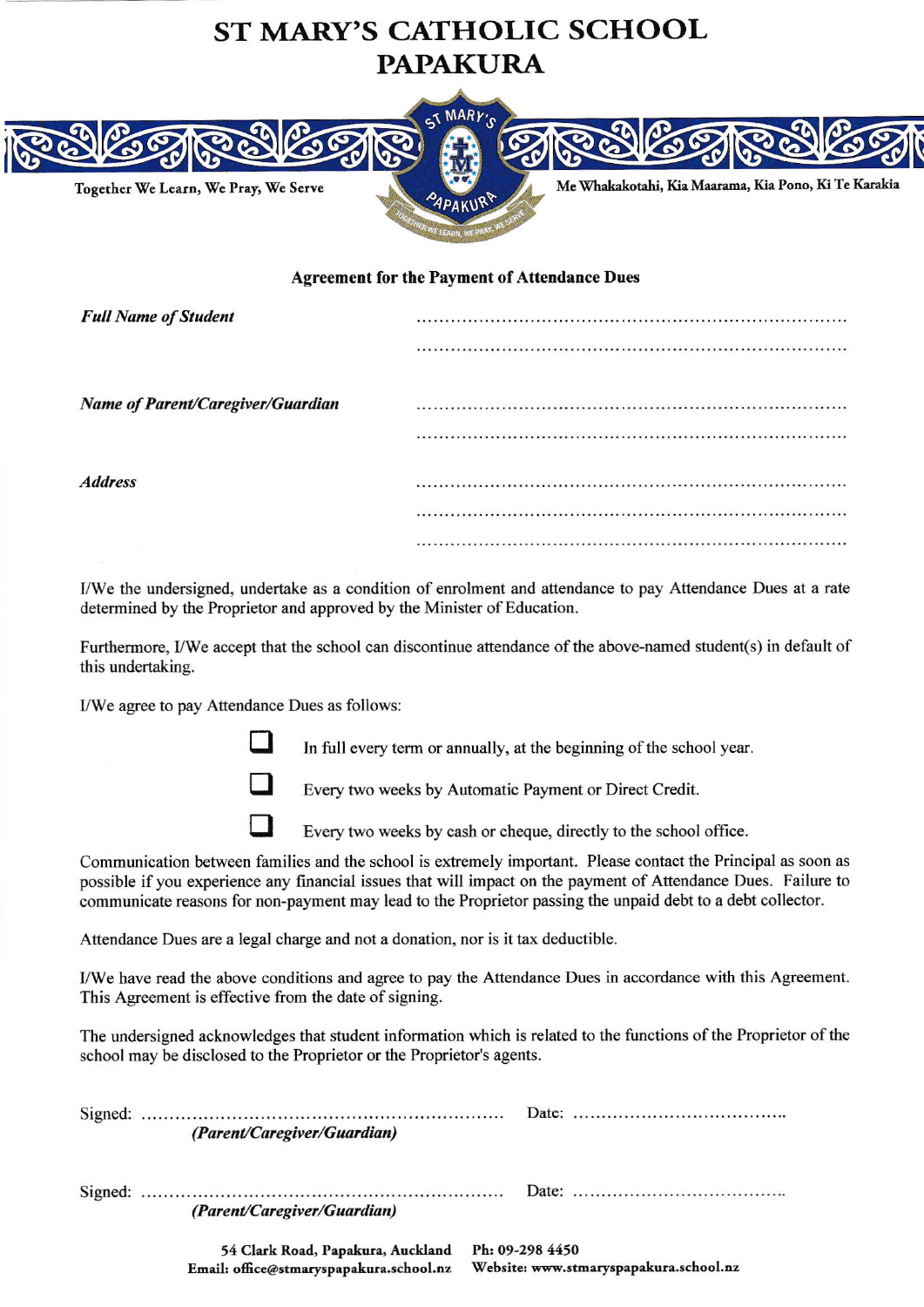# ST MARY'S CATHOLIC SCHOOL
# PAPAKURA

Together We Learn, We Pray, We Serve

Me Whakakotahi, Kia Maarama, Kia Pono, Ki Te Karakia

## Agreement for the Payment of Attendance Dues

***Full Name of Student*** ..........................................................................

..........................................................................

***Name of Parent/Caregiver/Guardian*** ..........................................................................

..........................................................................

***Address*** ..........................................................................

..........................................................................

..........................................................................

I/We the undersigned, undertake as a condition of enrolment and attendance to pay Attendance Dues at a rate determined by the Proprietor and approved by the Minister of Education.

Furthermore, I/We accept that the school can discontinue attendance of the above-named student(s) in default of this undertaking.

I/We agree to pay Attendance Dues as follows:

- ☐ In full every term or annually, at the beginning of the school year.
- ☐ Every two weeks by Automatic Payment or Direct Credit.
- ☐ Every two weeks by cash or cheque, directly to the school office.

Communication between families and the school is extremely important. Please contact the Principal as soon as possible if you experience any financial issues that will impact on the payment of Attendance Dues. Failure to communicate reasons for non-payment may lead to the Proprietor passing the unpaid debt to a debt collector.

Attendance Dues are a legal charge and not a donation, nor is it tax deductible.

I/We have read the above conditions and agree to pay the Attendance Dues in accordance with this Agreement. This Agreement is effective from the date of signing.

The undersigned acknowledges that student information which is related to the functions of the Proprietor of the school may be disclosed to the Proprietor or the Proprietor's agents.

Signed: ............................................................... Date: .....................................
***(Parent/Caregiver/Guardian)***

Signed: ............................................................... Date: .....................................
***(Parent/Caregiver/Guardian)***

**54 Clark Road, Papakura, Auckland** **Ph: 09-298 4450**
**Email: office@stmaryspapakura.school.nz** **Website: www.stmaryspapakura.school.nz**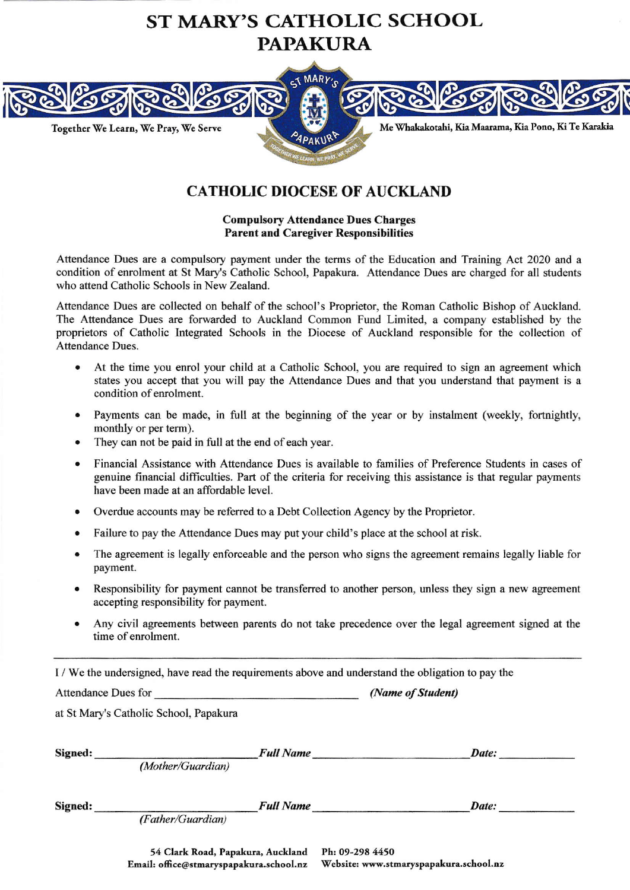# ST MARY'S CATHOLIC SCHOOL PAPAKURA

Together We Learn, We Pray, We Serve

Me Whakakotahi, Kia Maarama, Kia Pono, Ki Te Karakia

## CATHOLIC DIOCESE OF AUCKLAND

**Compulsory Attendance Dues Charges**
**Parent and Caregiver Responsibilities**

Attendance Dues are a compulsory payment under the terms of the Education and Training Act 2020 and a condition of enrolment at St Mary's Catholic School, Papakura. Attendance Dues are charged for all students who attend Catholic Schools in New Zealand.

Attendance Dues are collected on behalf of the school's Proprietor, the Roman Catholic Bishop of Auckland. The Attendance Dues are forwarded to Auckland Common Fund Limited, a company established by the proprietors of Catholic Integrated Schools in the Diocese of Auckland responsible for the collection of Attendance Dues.

- At the time you enrol your child at a Catholic School, you are required to sign an agreement which states you accept that you will pay the Attendance Dues and that you understand that payment is a condition of enrolment.
- Payments can be made, in full at the beginning of the year or by instalment (weekly, fortnightly, monthly or per term).
- They can not be paid in full at the end of each year.
- Financial Assistance with Attendance Dues is available to families of Preference Students in cases of genuine financial difficulties. Part of the criteria for receiving this assistance is that regular payments have been made at an affordable level.
- Overdue accounts may be referred to a Debt Collection Agency by the Proprietor.
- Failure to pay the Attendance Dues may put your child's place at the school at risk.
- The agreement is legally enforceable and the person who signs the agreement remains legally liable for payment.
- Responsibility for payment cannot be transferred to another person, unless they sign a new agreement accepting responsibility for payment.
- Any civil agreements between parents do not take precedence over the legal agreement signed at the time of enrolment.

---

I / We the undersigned, have read the requirements above and understand the obligation to pay the

Attendance Dues for ________________________________ *(Name of Student)*

at St Mary's Catholic School, Papakura

**Signed:** ________________________ ***Full Name*** ________________________ ***Date:*** ____________
*(Mother/Guardian)*

**Signed:** ________________________ ***Full Name*** ________________________ ***Date:*** ____________
*(Father/Guardian)*

54 Clark Road, Papakura, Auckland    Ph: 09-298 4450
Email: office@stmaryspapakura.school.nz    Website: www.stmaryspapakura.school.nz